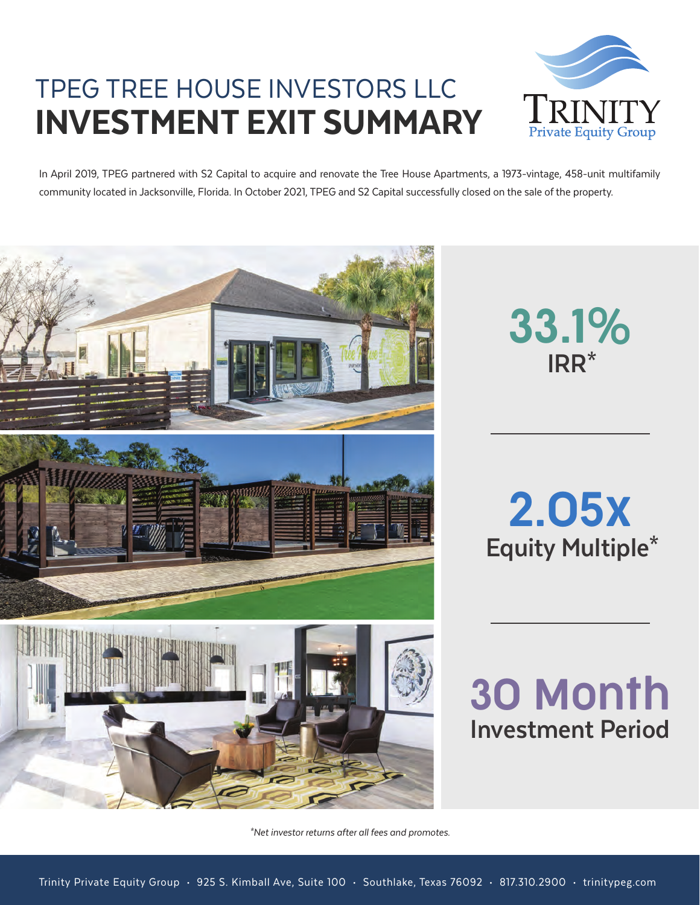# TPEG TREE HOUSE INVESTORS LLC

# INVESTMENT EXIT SUMMARY

In April 2019, TPEG partnered with S2 Capital to acquire and renovate the Tree House Apartments, a 1973-vintage, 458-unit multifamily community located in Jacksonville, Florida. In October 2021, TPEG and S2 Capital successfully closed on the sale of the property.

**33.1%**
**IRR***

**2.05x**
**Equity Multiple***

**30 Month**
**Investment Period**

*\*Net investor returns after all fees and promotes.*

Trinity Private Equity Group • 925 S. Kimball Ave, Suite 100 • Southlake, Texas 76092 • 817.310.2900 • trinitypeg.com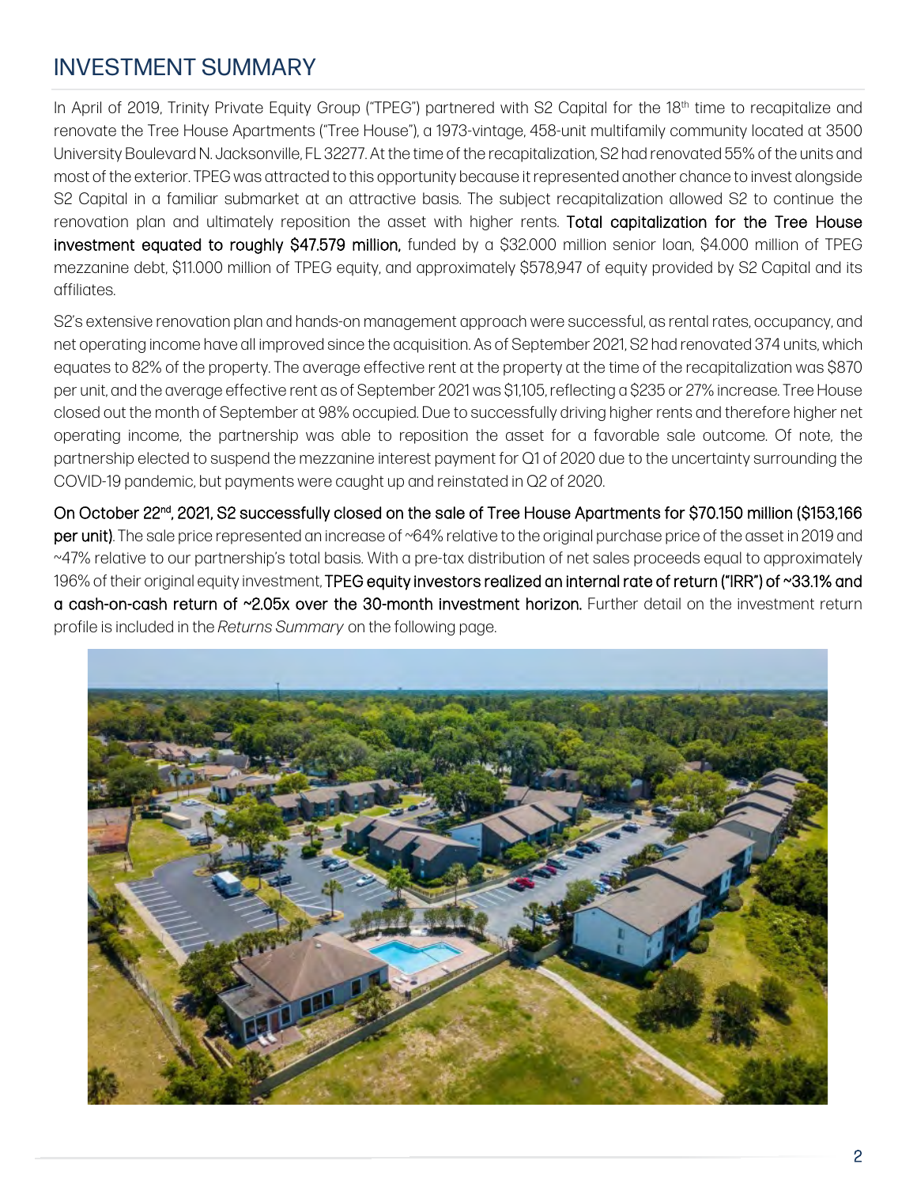## INVESTMENT SUMMARY

In April of 2019, Trinity Private Equity Group ("TPEG") partnered with S2 Capital for the 18th time to recapitalize and renovate the Tree House Apartments ("Tree House"), a 1973-vintage, 458-unit multifamily community located at 3500 University Boulevard N. Jacksonville, FL 32277. At the time of the recapitalization, S2 had renovated 55% of the units and most of the exterior. TPEG was attracted to this opportunity because it represented another chance to invest alongside S2 Capital in a familiar submarket at an attractive basis. The subject recapitalization allowed S2 to continue the renovation plan and ultimately reposition the asset with higher rents. **Total capitalization for the Tree House investment equated to roughly $47.579 million,** funded by a $32.000 million senior loan, $4.000 million of TPEG mezzanine debt, $11.000 million of TPEG equity, and approximately $578,947 of equity provided by S2 Capital and its affiliates.

S2's extensive renovation plan and hands-on management approach were successful, as rental rates, occupancy, and net operating income have all improved since the acquisition. As of September 2021, S2 had renovated 374 units, which equates to 82% of the property. The average effective rent at the property at the time of the recapitalization was $870 per unit, and the average effective rent as of September 2021 was $1,105, reflecting a $235 or 27% increase. Tree House closed out the month of September at 98% occupied. Due to successfully driving higher rents and therefore higher net operating income, the partnership was able to reposition the asset for a favorable sale outcome. Of note, the partnership elected to suspend the mezzanine interest payment for Q1 of 2020 due to the uncertainty surrounding the COVID-19 pandemic, but payments were caught up and reinstated in Q2 of 2020.

**On October 22nd, 2021, S2 successfully closed on the sale of Tree House Apartments for $70.150 million ($153,166 per unit)**. The sale price represented an increase of ~64% relative to the original purchase price of the asset in 2019 and ~47% relative to our partnership's total basis. With a pre-tax distribution of net sales proceeds equal to approximately 196% of their original equity investment, **TPEG equity investors realized an internal rate of return ("IRR") of ~33.1% and a cash-on-cash return of ~2.05x over the 30-month investment horizon.** Further detail on the investment return profile is included in the *Returns Summary* on the following page.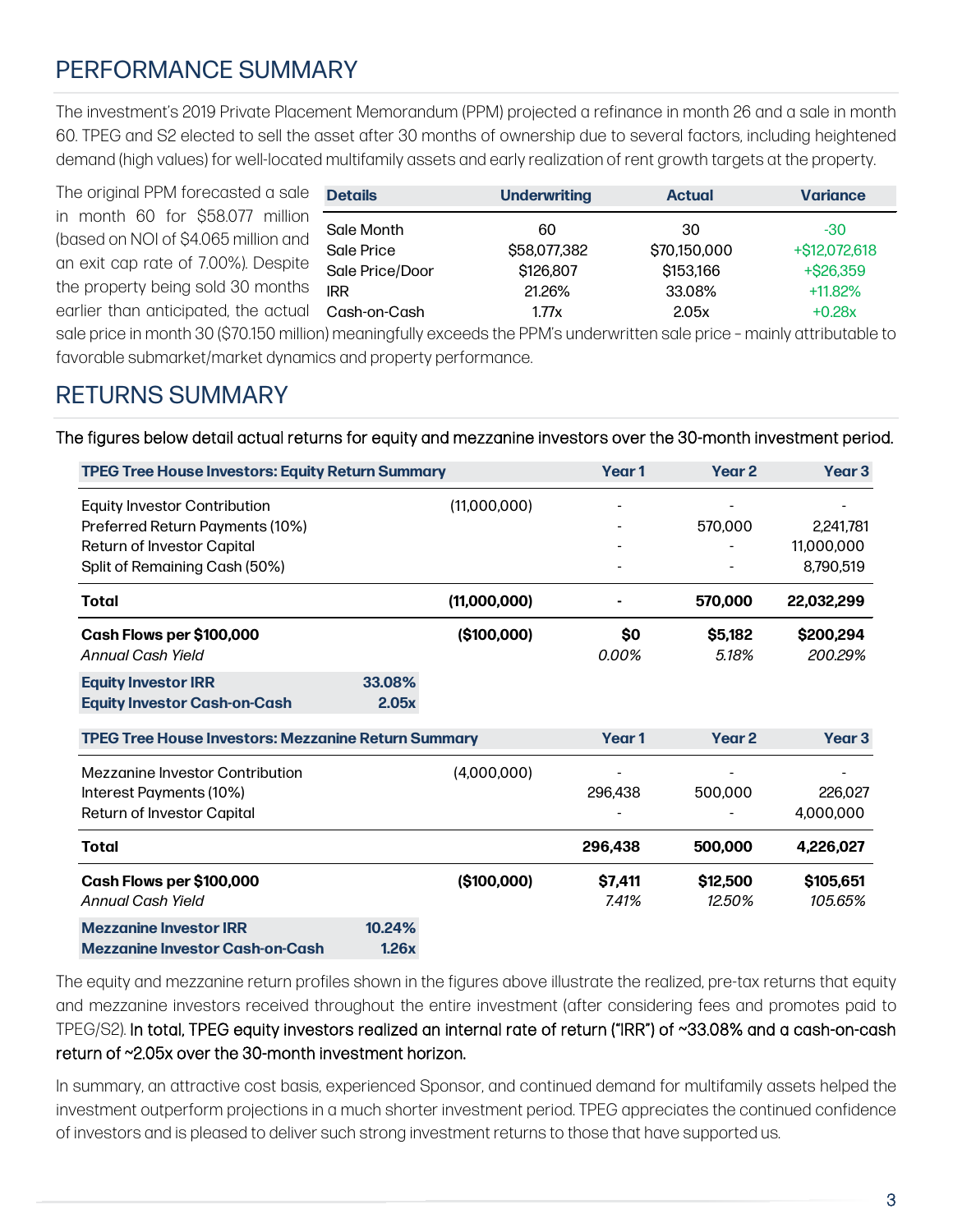## PERFORMANCE SUMMARY

The investment's 2019 Private Placement Memorandum (PPM) projected a refinance in month 26 and a sale in month 60. TPEG and S2 elected to sell the asset after 30 months of ownership due to several factors, including heightened demand (high values) for well-located multifamily assets and early realization of rent growth targets at the property.

The original PPM forecasted a sale in month 60 for $58.077 million (based on NOI of $4.065 million and an exit cap rate of 7.00%). Despite the property being sold 30 months earlier than anticipated, the actual sale price in month 30 ($70.150 million) meaningfully exceeds the PPM's underwritten sale price – mainly attributable to favorable submarket/market dynamics and property performance.

| Details | Underwriting | Actual | Variance |
|---|---|---|---|
| Sale Month | 60 | 30 | -30 |
| Sale Price | $58,077,382 | $70,150,000 | +$12,072,618 |
| Sale Price/Door | $126,807 | $153,166 | +$26,359 |
| IRR | 21.26% | 33.08% | +11.82% |
| Cash-on-Cash | 1.77x | 2.05x | +0.28x |

## RETURNS SUMMARY

The figures below detail actual returns for equity and mezzanine investors over the 30-month investment period.

| TPEG Tree House Investors: Equity Return Summary | | | Year 1 | Year 2 | Year 3 |
|---|---|---|---|---|---|
| Equity Investor Contribution | | (11,000,000) | - | - | - |
| Preferred Return Payments (10%) | | | - | 570,000 | 2,241,781 |
| Return of Investor Capital | | | - | - | 11,000,000 |
| Split of Remaining Cash (50%) | | | - | - | 8,790,519 |
| **Total** | | **(11,000,000)** | **-** | **570,000** | **22,032,299** |
| **Cash Flows per $100,000** | | **($100,000)** | **$0** | **$5,182** | **$200,294** |
| *Annual Cash Yield* | | | *0.00%* | *5.18%* | *200.29%* |
| **Equity Investor IRR** | **33.08%** | | | | |
| **Equity Investor Cash-on-Cash** | **2.05x** | | | | |

| TPEG Tree House Investors: Mezzanine Return Summary | | | Year 1 | Year 2 | Year 3 |
|---|---|---|---|---|---|
| Mezzanine Investor Contribution | | (4,000,000) | - | - | - |
| Interest Payments (10%) | | | 296,438 | 500,000 | 226,027 |
| Return of Investor Capital | | | - | - | 4,000,000 |
| **Total** | | | **296,438** | **500,000** | **4,226,027** |
| **Cash Flows per $100,000** | | **($100,000)** | **$7,411** | **$12,500** | **$105,651** |
| *Annual Cash Yield* | | | *7.41%* | *12.50%* | *105.65%* |
| **Mezzanine Investor IRR** | **10.24%** | | | | |
| **Mezzanine Investor Cash-on-Cash** | **1.26x** | | | | |

The equity and mezzanine return profiles shown in the figures above illustrate the realized, pre-tax returns that equity and mezzanine investors received throughout the entire investment (after considering fees and promotes paid to TPEG/S2). In total, TPEG equity investors realized an internal rate of return ("IRR") of ~33.08% and a cash-on-cash return of ~2.05x over the 30-month investment horizon.

In summary, an attractive cost basis, experienced Sponsor, and continued demand for multifamily assets helped the investment outperform projections in a much shorter investment period. TPEG appreciates the continued confidence of investors and is pleased to deliver such strong investment returns to those that have supported us.